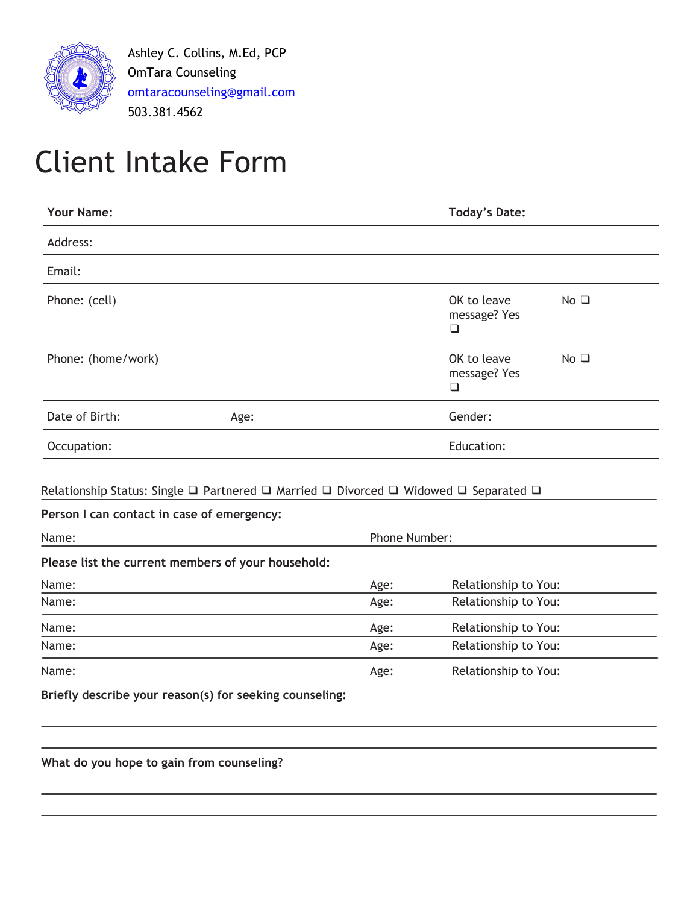Ashley C. Collins, M.Ed, PCP
OmTara Counseling
omtaracounseling@gmail.com
503.381.4562

# Client Intake Form

| **Your Name:** | | **Today's Date:** | |
|---|---|---|---|
| Address: | | | |
| Email: | | | |
| Phone: (cell) | | OK to leave message? Yes ❑ | No ❑ |
| Phone: (home/work) | | OK to leave message? Yes ❑ | No ❑ |
| Date of Birth: | Age: | Gender: | |
| Occupation: | | Education: | |

Relationship Status: Single ❑ Partnered ❑ Married ❑ Divorced ❑ Widowed ❑ Separated ❑

**Person I can contact in case of emergency:**

| Name: | Phone Number: |
|---|---|

**Please list the current members of your household:**

| Name: | Age: | Relationship to You: |
|---|---|---|
| Name: | Age: | Relationship to You: |
| Name: | Age: | Relationship to You: |
| Name: | Age: | Relationship to You: |
| Name: | Age: | Relationship to You: |

**Briefly describe your reason(s) for seeking counseling:**

______________________________________________________________________

______________________________________________________________________

**What do you hope to gain from counseling?**

______________________________________________________________________

______________________________________________________________________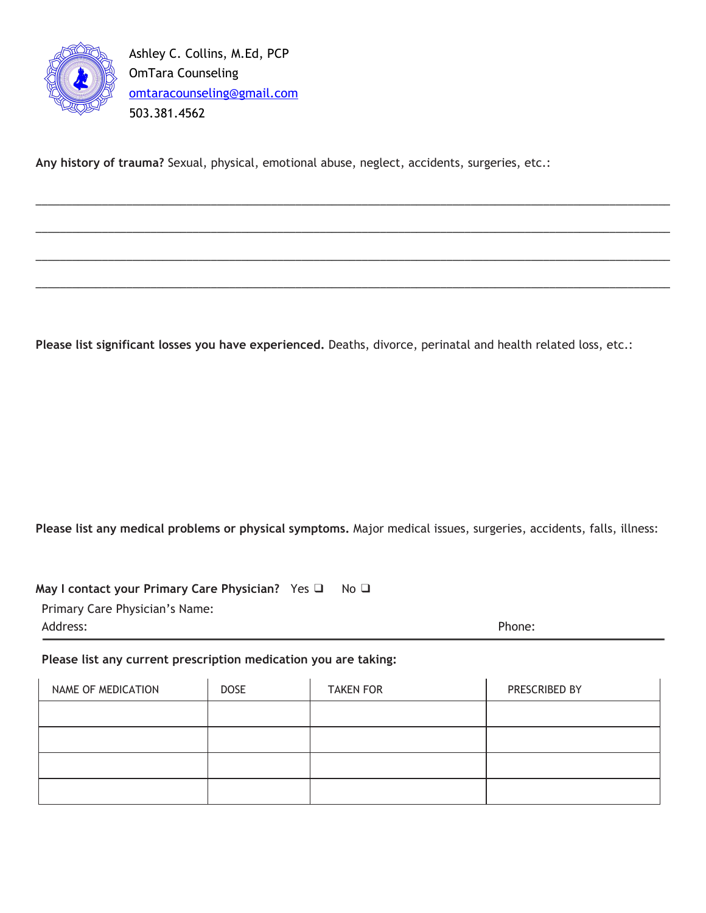Ashley C. Collins, M.Ed, PCP
OmTara Counseling
omtaracounseling@gmail.com
503.381.4562

**Any history of trauma?** Sexual, physical, emotional abuse, neglect, accidents, surgeries, etc.:

_______________________________________________________________________________

_______________________________________________________________________________

_______________________________________________________________________________

_______________________________________________________________________________

**Please list significant losses you have experienced.** Deaths, divorce, perinatal and health related loss, etc.:

**Please list any medical problems or physical symptoms.** Major medical issues, surgeries, accidents, falls, illness:

**May I contact your Primary Care Physician?** Yes ❑ No ❑

Primary Care Physician's Name:

Address: Phone:

---

**Please list any current prescription medication you are taking:**

| NAME OF MEDICATION | DOSE | TAKEN FOR | PRESCRIBED BY |
|---|---|---|---|
| | | | |
| | | | |
| | | | |
| | | | |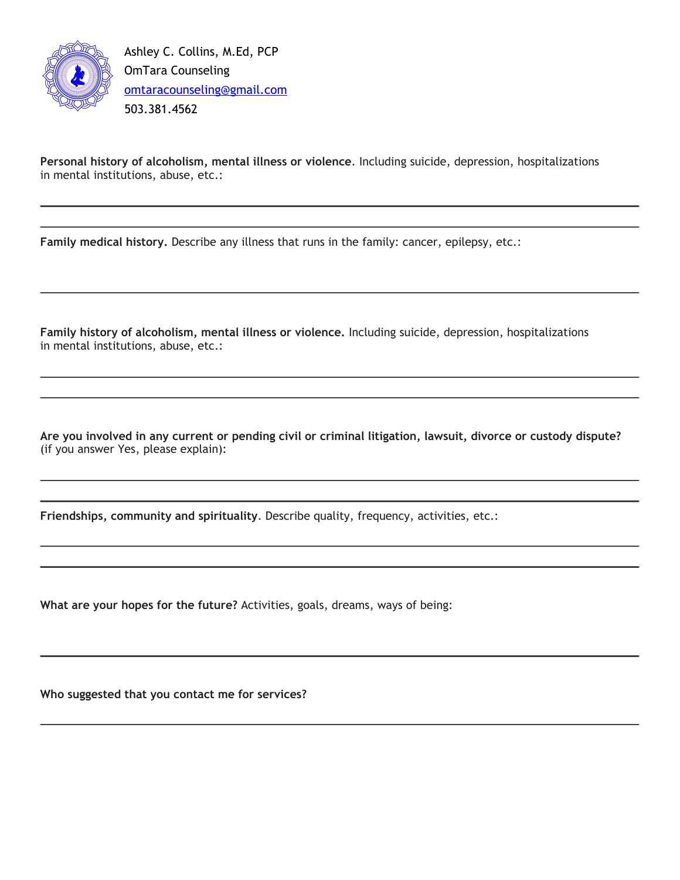Ashley C. Collins, M.Ed, PCP
OmTara Counseling
omtaracounseling@gmail.com
503.381.4562

**Personal history of alcoholism, mental illness or violence**. Including suicide, depression, hospitalizations in mental institutions, abuse, etc.:

___

___

**Family medical history.** Describe any illness that runs in the family: cancer, epilepsy, etc.:

___

**Family history of alcoholism, mental illness or violence.** Including suicide, depression, hospitalizations in mental institutions, abuse, etc.:

___

___

**Are you involved in any current or pending civil or criminal litigation, lawsuit, divorce or custody dispute?** (if you answer Yes, please explain):

___

___

**Friendships, community and spirituality**. Describe quality, frequency, activities, etc.:

___

___

**What are your hopes for the future?** Activities, goals, dreams, ways of being:

___

**Who suggested that you contact me for services?**

___